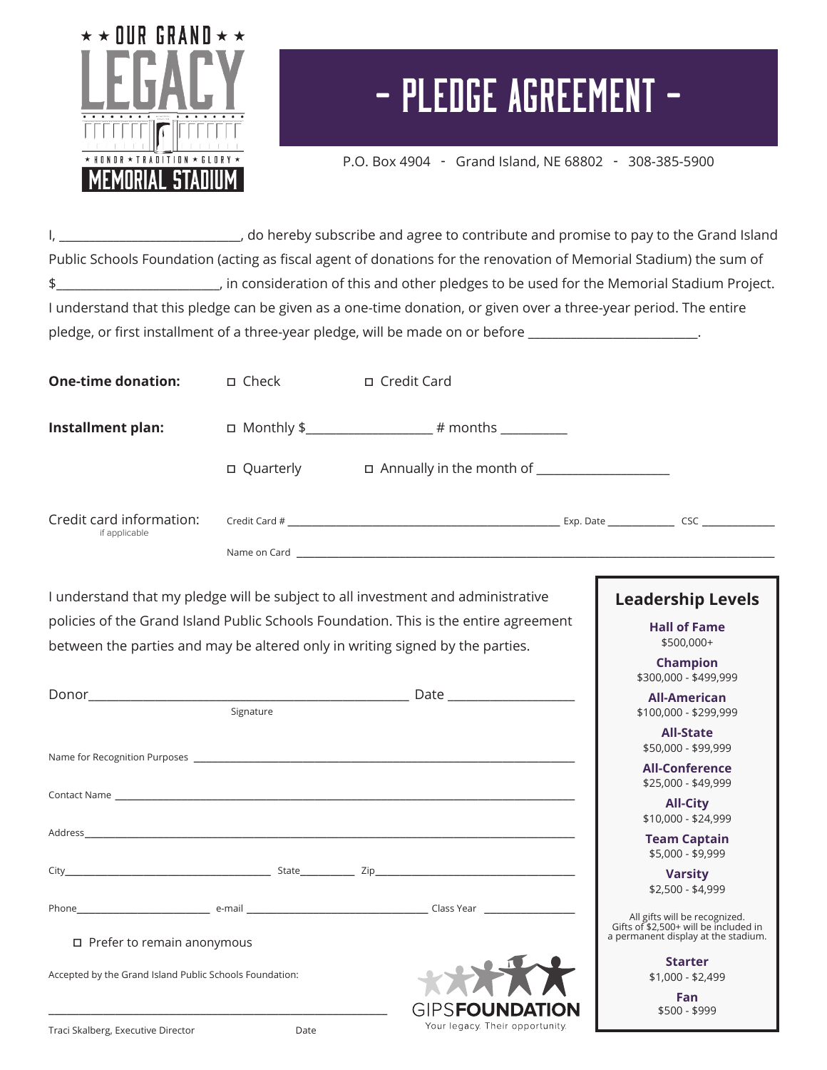★ ★ OUR GRAND ★ ★

LEGACY

★ HONOR ★ TRADITION ★ GLORY ★

MEMORIAL STADIUM

# - PLEDGE AGREEMENT -

P.O. Box 4904 - Grand Island, NE 68802 - 308-385-5900

I, ____________________________, do hereby subscribe and agree to contribute and promise to pay to the Grand Island Public Schools Foundation (acting as fiscal agent of donations for the renovation of Memorial Stadium) the sum of $_________________________, in consideration of this and other pledges to be used for the Memorial Stadium Project. I understand that this pledge can be given as a one-time donation, or given over a three-year period. The entire pledge, or first installment of a three-year pledge, will be made on or before __________________________.

**One-time donation:** ☐ Check ☐ Credit Card

**Installment plan:** ☐ Monthly $___________________ # months __________

☐ Quarterly ☐ Annually in the month of ____________________

Credit card information: (if applicable)

Credit Card # ______________________________ Exp. Date ____________ CSC ______________

Name on Card ______________________________________________

I understand that my pledge will be subject to all investment and administrative policies of the Grand Island Public Schools Foundation. This is the entire agreement between the parties and may be altered only in writing signed by the parties.

Donor______________________________________ Date ____________________
Signature

Name for Recognition Purposes ______________________________________________

Contact Name ______________________________________________

Address______________________________________________

City______________________ State__________ Zip______________________

Phone__________________ e-mail ______________________ Class Year _______________

☐ Prefer to remain anonymous

Accepted by the Grand Island Public Schools Foundation:

______________________________________________

Traci Skalberg, Executive Director Date

GIPS**FOUNDATION**
Your legacy. Their opportunity.

## Leadership Levels

**Hall of Fame**
$500,000+

**Champion**
$300,000 - $499,999

**All-American**
$100,000 - $299,999

**All-State**
$50,000 - $99,999

**All-Conference**
$25,000 - $49,999

**All-City**
$10,000 - $24,999

**Team Captain**
$5,000 - $9,999

**Varsity**
$2,500 - $4,999

All gifts will be recognized. Gifts of $2,500+ will be included in a permanent display at the stadium.

**Starter**
$1,000 - $2,499

**Fan**
$500 - $999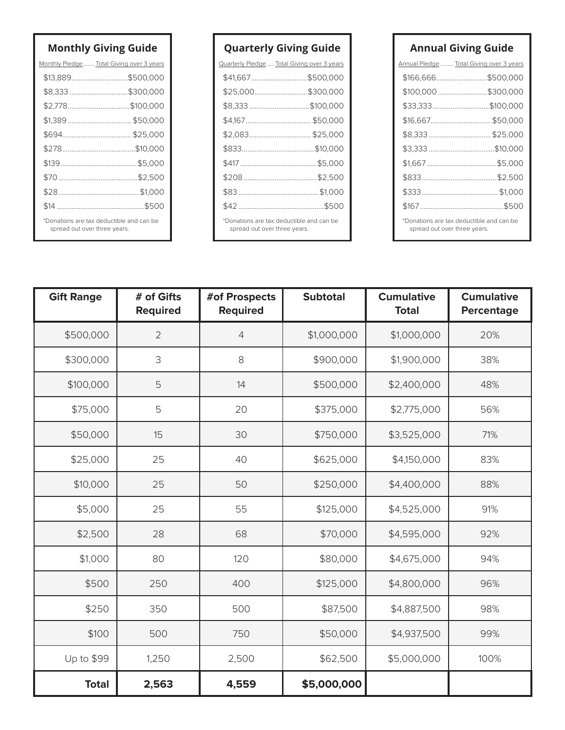### Monthly Giving Guide

| Monthly Pledge | Total Giving over 3 years |
|---|---|
| $13,889 | $500,000 |
| $8,333 | $300,000 |
| $2,778 | $100,000 |
| $1,389 | $50,000 |
| $694 | $25,000 |
| $278 | $10,000 |
| $139 | $5,000 |
| $70 | $2,500 |
| $28 | $1,000 |
| $14 | $500 |

*Donations are tax deductible and can be spread out over three years.

### Quarterly Giving Guide

| Quarterly Pledge | Total Giving over 3 years |
|---|---|
| $41,667 | $500,000 |
| $25,000 | $300,000 |
| $8,333 | $100,000 |
| $4,167 | $50,000 |
| $2,083 | $25,000 |
| $833 | $10,000 |
| $417 | $5,000 |
| $208 | $2,500 |
| $83 | $1,000 |
| $42 | $500 |

*Donations are tax deductible and can be spread out over three years.

### Annual Giving Guide

| Annual Pledge | Total Giving over 3 years |
|---|---|
| $166,666 | $500,000 |
| $100,000 | $300,000 |
| $33,333 | $100,000 |
| $16,667 | $50,000 |
| $8,333 | $25,000 |
| $3,333 | $10,000 |
| $1,667 | $5,000 |
| $833 | $2,500 |
| $333 | $1,000 |
| $167 | $500 |

*Donations are tax deductible and can be spread out over three years.

| Gift Range | # of Gifts Required | #of Prospects Required | Subtotal | Cumulative Total | Cumulative Percentage |
|---|---|---|---|---|---|
| $500,000 | 2 | 4 | $1,000,000 | $1,000,000 | 20% |
| $300,000 | 3 | 8 | $900,000 | $1,900,000 | 38% |
| $100,000 | 5 | 14 | $500,000 | $2,400,000 | 48% |
| $75,000 | 5 | 20 | $375,000 | $2,775,000 | 56% |
| $50,000 | 15 | 30 | $750,000 | $3,525,000 | 71% |
| $25,000 | 25 | 40 | $625,000 | $4,150,000 | 83% |
| $10,000 | 25 | 50 | $250,000 | $4,400,000 | 88% |
| $5,000 | 25 | 55 | $125,000 | $4,525,000 | 91% |
| $2,500 | 28 | 68 | $70,000 | $4,595,000 | 92% |
| $1,000 | 80 | 120 | $80,000 | $4,675,000 | 94% |
| $500 | 250 | 400 | $125,000 | $4,800,000 | 96% |
| $250 | 350 | 500 | $87,500 | $4,887,500 | 98% |
| $100 | 500 | 750 | $50,000 | $4,937,500 | 99% |
| Up to $99 | 1,250 | 2,500 | $62,500 | $5,000,000 | 100% |
| **Total** | **2,563** | **4,559** | **$5,000,000** | | |